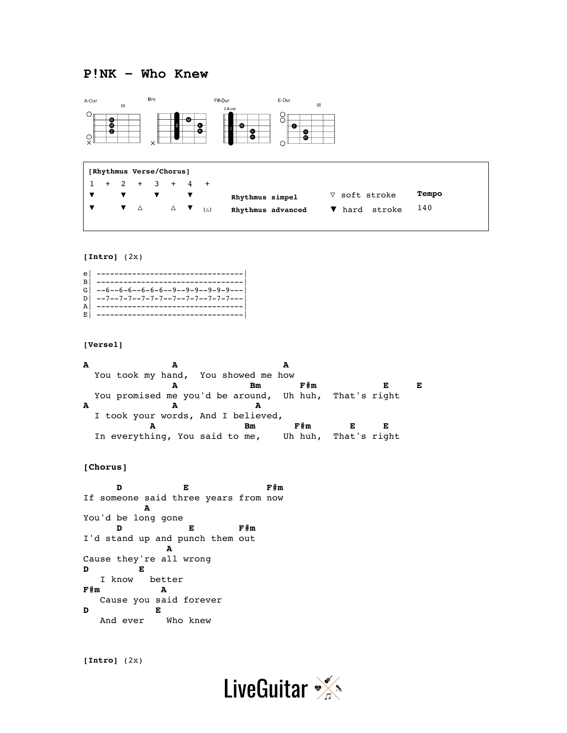# P!NK – Who Knew

A-Dur    Bm    F#-Dur    E-Dur

```
[Rhythmus Verse/Chorus]
1  +  2  +  3  +  4  +
▼     ▼     ▼     ▼        Rhythmus simpel      ▽ soft stroke     Tempo
▼     ▼  △     △  ▼  (△)   Rhythmus advanced    ▼ hard  stroke    140
```

**[Intro]** (2x)

```
e| ---------------------------------|
B| ---------------------------------|
G| --6--6-6--6-6-6--9--9-9--9-9-9---|
D| --7--7-7--7-7-7--7--7-7--7-7-7---|
A| ---------------------------------|
E| ---------------------------------|
```

**[Verse1]**

```
A                A                   A
  You took my hand,  You showed me how
                 A             Bm       F#m             E      E
  You promised me you'd be around,  Uh huh,  That's right
A                A              A
  I took your words, And I believed,
            A                  Bm       F#m        E     E
  In everything, You said to me,    Uh huh,  That's right
```

**[Chorus]**

```
      D            E              F#m
If someone said three years from now
           A
You'd be long gone
      D             E         F#m
I'd stand up and punch them out
               A
Cause they're all wrong
D         E
   I know   better
F#m            A
   Cause you said forever
D            E
   And ever    Who knew
```

**[Intro]** (2x)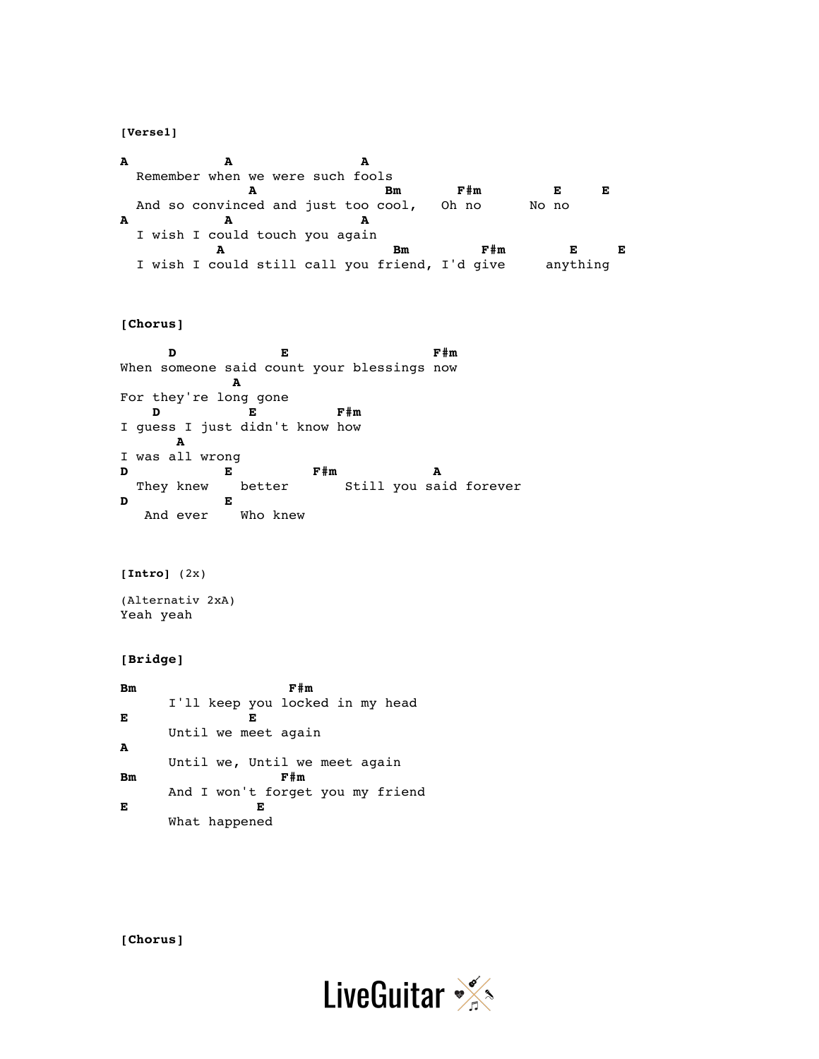**[Verse1]**

```
A           A                A
  Remember when we were such fools
               A                Bm       F#m         E     E
  And so convinced and just too cool,   Oh no      No no
A           A                A
  I wish I could touch you again
           A                    Bm          F#m         E     E
  I wish I could still call you friend, I'd give     anything
```

**[Chorus]**

```
      D             E                  F#m
When someone said count your blessings now
            A
For they're long gone
    D           E          F#m
I guess I just didn't know how
       A
I was all wrong
D            E          F#m            A
  They knew    better       Still you said forever
D            E
   And ever    Who knew
```

**[Intro]** (2x)

(Alternativ 2xA)
Yeah yeah

**[Bridge]**

```
Bm                  F#m
      I'll keep you locked in my head
E              E
      Until we meet again
A
      Until we, Until we meet again
Bm                 F#m
      And I won't forget you my friend
E               E
      What happened
```

**[Chorus]**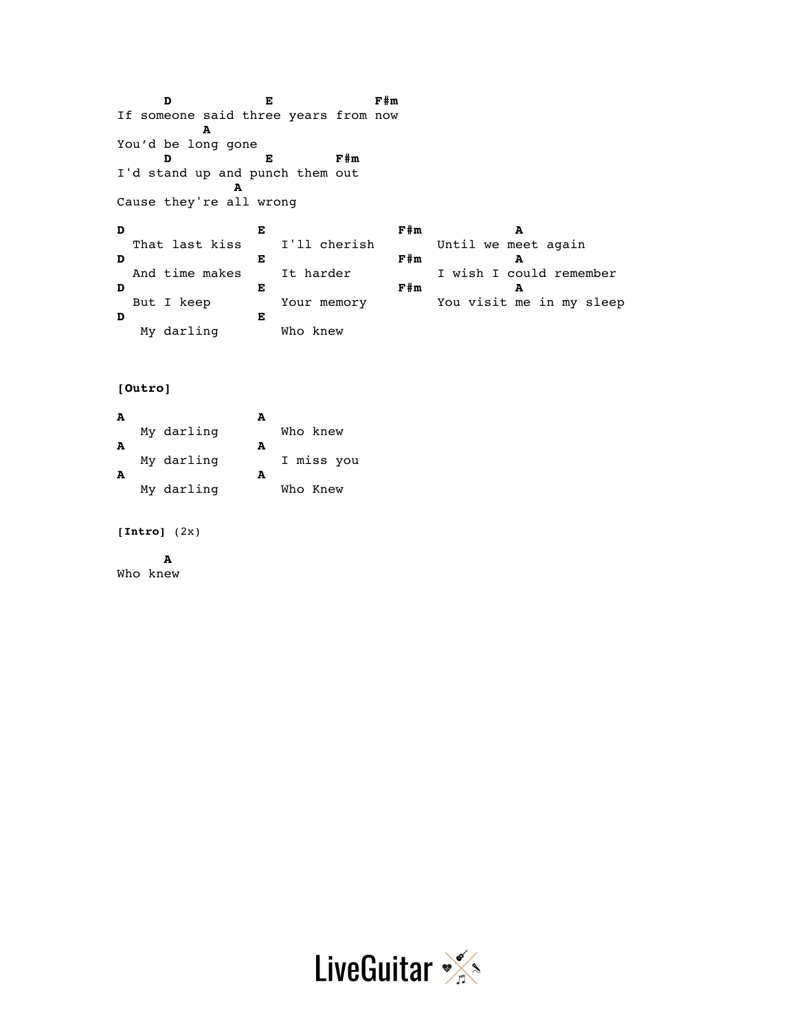```
      D            E              F#m
If someone said three years from now
           A
You'd be long gone
      D            E         F#m
I'd stand up and punch them out
               A
Cause they're all wrong

D                E                  F#m            A
  That last kiss     I'll cherish        Until we meet again
D                E                  F#m            A
  And time makes     It harder           I wish I could remember
D                E                  F#m            A
  But I keep         Your memory         You visit me in my sleep
D                E
   My darling        Who knew
```

**[Outro]**

```
A                A
   My darling        Who knew
A                A
   My darling        I miss you
A                A
   My darling        Who Knew
```

**[Intro]** (2x)

```
      A
Who knew
```